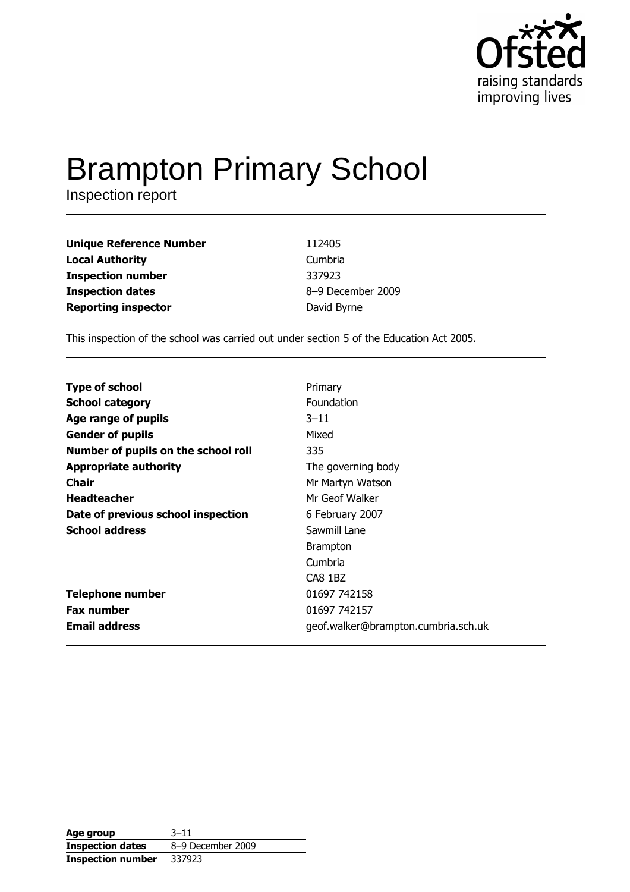Ofsted
raising standards
improving lives

# Brampton Primary School

Inspection report

| | |
|---|---|
| **Unique Reference Number** | 112405 |
| **Local Authority** | Cumbria |
| **Inspection number** | 337923 |
| **Inspection dates** | 8–9 December 2009 |
| **Reporting inspector** | David Byrne |

This inspection of the school was carried out under section 5 of the Education Act 2005.

| | |
|---|---|
| **Type of school** | Primary |
| **School category** | Foundation |
| **Age range of pupils** | 3–11 |
| **Gender of pupils** | Mixed |
| **Number of pupils on the school roll** | 335 |
| **Appropriate authority** | The governing body |
| **Chair** | Mr Martyn Watson |
| **Headteacher** | Mr Geof Walker |
| **Date of previous school inspection** | 6 February 2007 |
| **School address** | Sawmill Lane<br>Brampton<br>Cumbria<br>CA8 1BZ |
| **Telephone number** | 01697 742158 |
| **Fax number** | 01697 742157 |
| **Email address** | geof.walker@brampton.cumbria.sch.uk |

| | |
|---|---|
| **Age group** | 3–11 |
| **Inspection dates** | 8–9 December 2009 |
| **Inspection number** | 337923 |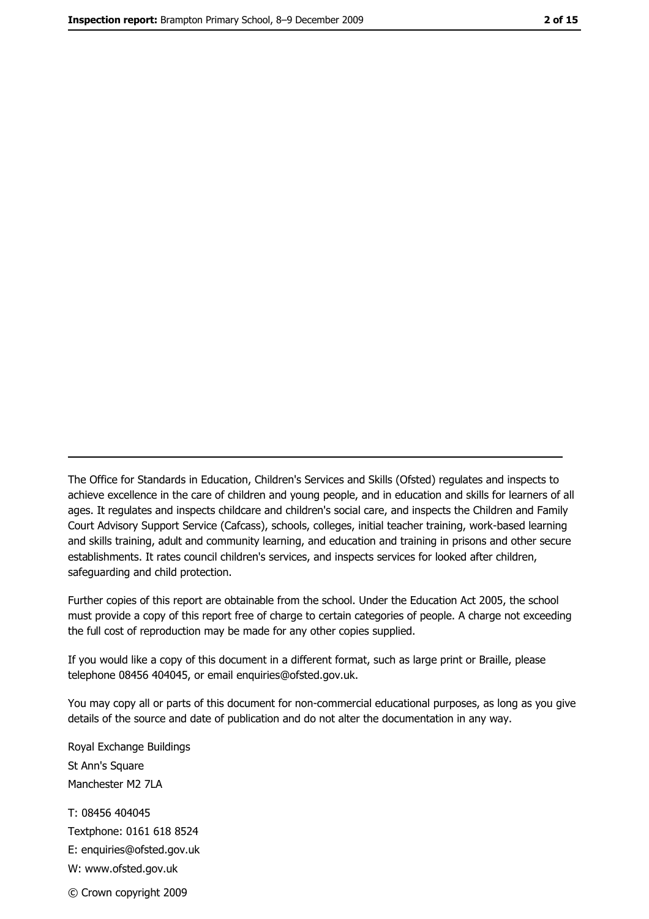The Office for Standards in Education, Children's Services and Skills (Ofsted) regulates and inspects to achieve excellence in the care of children and young people, and in education and skills for learners of all ages. It regulates and inspects childcare and children's social care, and inspects the Children and Family Court Advisory Support Service (Cafcass), schools, colleges, initial teacher training, work-based learning and skills training, adult and community learning, and education and training in prisons and other secure establishments. It rates council children's services, and inspects services for looked after children, safeguarding and child protection.

Further copies of this report are obtainable from the school. Under the Education Act 2005, the school must provide a copy of this report free of charge to certain categories of people. A charge not exceeding the full cost of reproduction may be made for any other copies supplied.

If you would like a copy of this document in a different format, such as large print or Braille, please telephone 08456 404045, or email enquiries@ofsted.gov.uk.

You may copy all or parts of this document for non-commercial educational purposes, as long as you give details of the source and date of publication and do not alter the documentation in any way.

Royal Exchange Buildings
St Ann's Square
Manchester M2 7LA

T: 08456 404045
Textphone: 0161 618 8524
E: enquiries@ofsted.gov.uk
W: www.ofsted.gov.uk

© Crown copyright 2009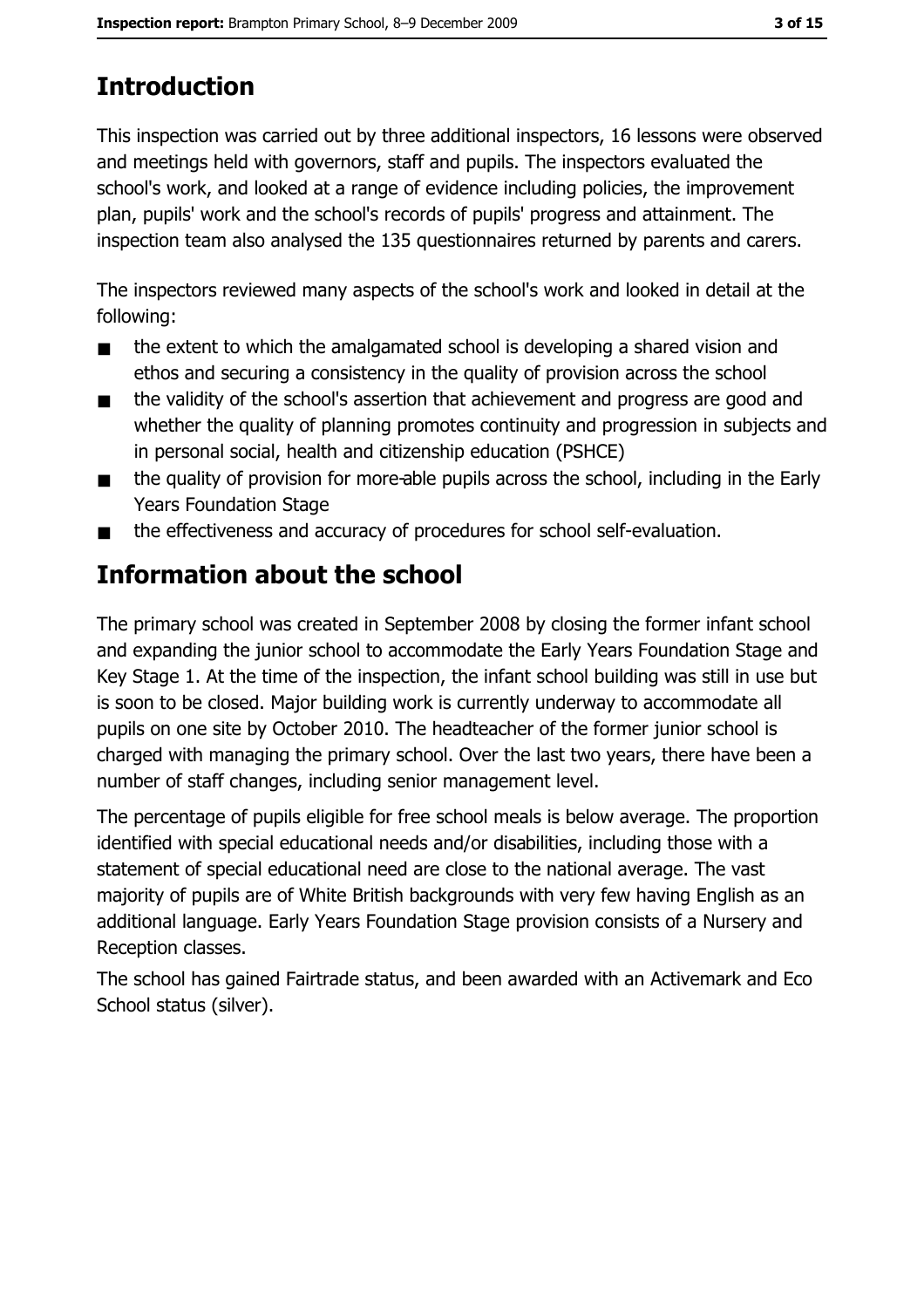## Introduction

This inspection was carried out by three additional inspectors, 16 lessons were observed and meetings held with governors, staff and pupils. The inspectors evaluated the school's work, and looked at a range of evidence including policies, the improvement plan, pupils' work and the school's records of pupils' progress and attainment. The inspection team also analysed the 135 questionnaires returned by parents and carers.

The inspectors reviewed many aspects of the school's work and looked in detail at the following:

- the extent to which the amalgamated school is developing a shared vision and ethos and securing a consistency in the quality of provision across the school
- the validity of the school's assertion that achievement and progress are good and whether the quality of planning promotes continuity and progression in subjects and in personal social, health and citizenship education (PSHCE)
- the quality of provision for more-able pupils across the school, including in the Early Years Foundation Stage
- the effectiveness and accuracy of procedures for school self-evaluation.

## Information about the school

The primary school was created in September 2008 by closing the former infant school and expanding the junior school to accommodate the Early Years Foundation Stage and Key Stage 1. At the time of the inspection, the infant school building was still in use but is soon to be closed. Major building work is currently underway to accommodate all pupils on one site by October 2010. The headteacher of the former junior school is charged with managing the primary school. Over the last two years, there have been a number of staff changes, including senior management level.

The percentage of pupils eligible for free school meals is below average. The proportion identified with special educational needs and/or disabilities, including those with a statement of special educational need are close to the national average. The vast majority of pupils are of White British backgrounds with very few having English as an additional language. Early Years Foundation Stage provision consists of a Nursery and Reception classes.

The school has gained Fairtrade status, and been awarded with an Activemark and Eco School status (silver).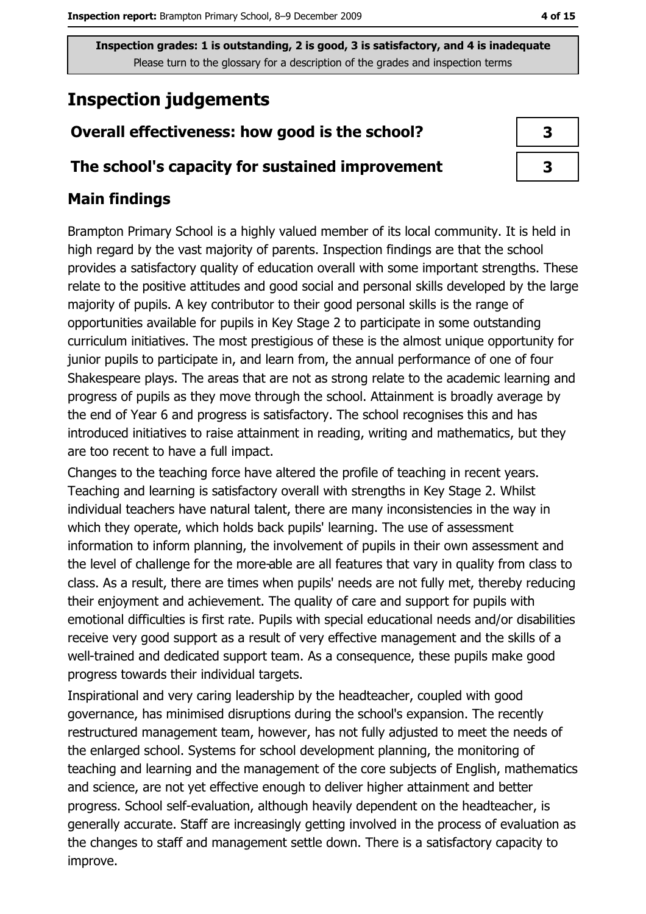Inspection grades: 1 is outstanding, 2 is good, 3 is satisfactory, and 4 is inadequate
Please turn to the glossary for a description of the grades and inspection terms

# Inspection judgements

| | |
|---|---|
| **Overall effectiveness: how good is the school?** | 3 |
| **The school's capacity for sustained improvement** | 3 |

## Main findings

Brampton Primary School is a highly valued member of its local community. It is held in high regard by the vast majority of parents. Inspection findings are that the school provides a satisfactory quality of education overall with some important strengths. These relate to the positive attitudes and good social and personal skills developed by the large majority of pupils. A key contributor to their good personal skills is the range of opportunities available for pupils in Key Stage 2 to participate in some outstanding curriculum initiatives. The most prestigious of these is the almost unique opportunity for junior pupils to participate in, and learn from, the annual performance of one of four Shakespeare plays. The areas that are not as strong relate to the academic learning and progress of pupils as they move through the school. Attainment is broadly average by the end of Year 6 and progress is satisfactory. The school recognises this and has introduced initiatives to raise attainment in reading, writing and mathematics, but they are too recent to have a full impact.

Changes to the teaching force have altered the profile of teaching in recent years. Teaching and learning is satisfactory overall with strengths in Key Stage 2. Whilst individual teachers have natural talent, there are many inconsistencies in the way in which they operate, which holds back pupils' learning. The use of assessment information to inform planning, the involvement of pupils in their own assessment and the level of challenge for the more-able are all features that vary in quality from class to class. As a result, there are times when pupils' needs are not fully met, thereby reducing their enjoyment and achievement. The quality of care and support for pupils with emotional difficulties is first rate. Pupils with special educational needs and/or disabilities receive very good support as a result of very effective management and the skills of a well-trained and dedicated support team. As a consequence, these pupils make good progress towards their individual targets.

Inspirational and very caring leadership by the headteacher, coupled with good governance, has minimised disruptions during the school's expansion. The recently restructured management team, however, has not fully adjusted to meet the needs of the enlarged school. Systems for school development planning, the monitoring of teaching and learning and the management of the core subjects of English, mathematics and science, are not yet effective enough to deliver higher attainment and better progress. School self-evaluation, although heavily dependent on the headteacher, is generally accurate. Staff are increasingly getting involved in the process of evaluation as the changes to staff and management settle down. There is a satisfactory capacity to improve.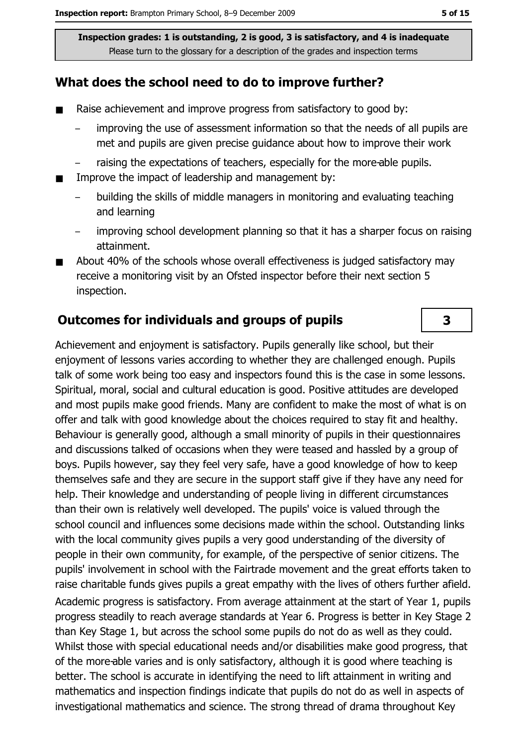**Inspection grades: 1 is outstanding, 2 is good, 3 is satisfactory, and 4 is inadequate**
Please turn to the glossary for a description of the grades and inspection terms

## What does the school need to do to improve further?

- Raise achievement and improve progress from satisfactory to good by:
  - improving the use of assessment information so that the needs of all pupils are met and pupils are given precise guidance about how to improve their work
  - raising the expectations of teachers, especially for the more-able pupils.
- Improve the impact of leadership and management by:
  - building the skills of middle managers in monitoring and evaluating teaching and learning
  - improving school development planning so that it has a sharper focus on raising attainment.
- About 40% of the schools whose overall effectiveness is judged satisfactory may receive a monitoring visit by an Ofsted inspector before their next section 5 inspection.

## Outcomes for individuals and groups of pupils

**3**

Achievement and enjoyment is satisfactory. Pupils generally like school, but their enjoyment of lessons varies according to whether they are challenged enough. Pupils talk of some work being too easy and inspectors found this is the case in some lessons. Spiritual, moral, social and cultural education is good. Positive attitudes are developed and most pupils make good friends. Many are confident to make the most of what is on offer and talk with good knowledge about the choices required to stay fit and healthy. Behaviour is generally good, although a small minority of pupils in their questionnaires and discussions talked of occasions when they were teased and hassled by a group of boys. Pupils however, say they feel very safe, have a good knowledge of how to keep themselves safe and they are secure in the support staff give if they have any need for help. Their knowledge and understanding of people living in different circumstances than their own is relatively well developed. The pupils' voice is valued through the school council and influences some decisions made within the school. Outstanding links with the local community gives pupils a very good understanding of the diversity of people in their own community, for example, of the perspective of senior citizens. The pupils' involvement in school with the Fairtrade movement and the great efforts taken to raise charitable funds gives pupils a great empathy with the lives of others further afield.

Academic progress is satisfactory. From average attainment at the start of Year 1, pupils progress steadily to reach average standards at Year 6. Progress is better in Key Stage 2 than Key Stage 1, but across the school some pupils do not do as well as they could. Whilst those with special educational needs and/or disabilities make good progress, that of the more-able varies and is only satisfactory, although it is good where teaching is better. The school is accurate in identifying the need to lift attainment in writing and mathematics and inspection findings indicate that pupils do not do as well in aspects of investigational mathematics and science. The strong thread of drama throughout Key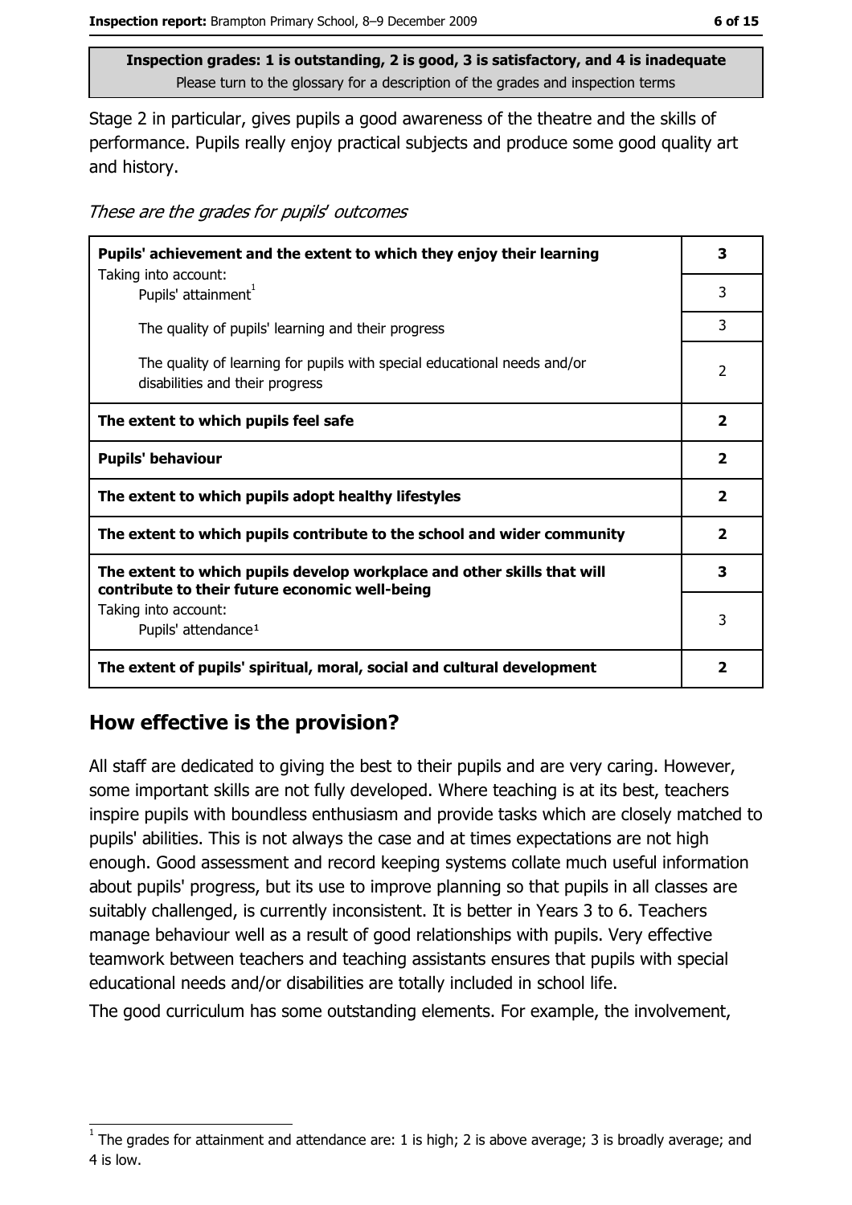Inspection grades: 1 is outstanding, 2 is good, 3 is satisfactory, and 4 is inadequate
Please turn to the glossary for a description of the grades and inspection terms

Stage 2 in particular, gives pupils a good awareness of the theatre and the skills of performance. Pupils really enjoy practical subjects and produce some good quality art and history.

*These are the grades for pupils' outcomes*

| | |
|---|---|
| **Pupils' achievement and the extent to which they enjoy their learning** | **3** |
| Taking into account: Pupils' attainment[1] | 3 |
| The quality of pupils' learning and their progress | 3 |
| The quality of learning for pupils with special educational needs and/or disabilities and their progress | 2 |
| **The extent to which pupils feel safe** | **2** |
| **Pupils' behaviour** | **2** |
| **The extent to which pupils adopt healthy lifestyles** | **2** |
| **The extent to which pupils contribute to the school and wider community** | **2** |
| **The extent to which pupils develop workplace and other skills that will contribute to their future economic well-being** | **3** |
| Taking into account: Pupils' attendance[1] | 3 |
| **The extent of pupils' spiritual, moral, social and cultural development** | **2** |

## How effective is the provision?

All staff are dedicated to giving the best to their pupils and are very caring. However, some important skills are not fully developed. Where teaching is at its best, teachers inspire pupils with boundless enthusiasm and provide tasks which are closely matched to pupils' abilities. This is not always the case and at times expectations are not high enough. Good assessment and record keeping systems collate much useful information about pupils' progress, but its use to improve planning so that pupils in all classes are suitably challenged, is currently inconsistent. It is better in Years 3 to 6. Teachers manage behaviour well as a result of good relationships with pupils. Very effective teamwork between teachers and teaching assistants ensures that pupils with special educational needs and/or disabilities are totally included in school life.

The good curriculum has some outstanding elements. For example, the involvement,

[1] The grades for attainment and attendance are: 1 is high; 2 is above average; 3 is broadly average; and 4 is low.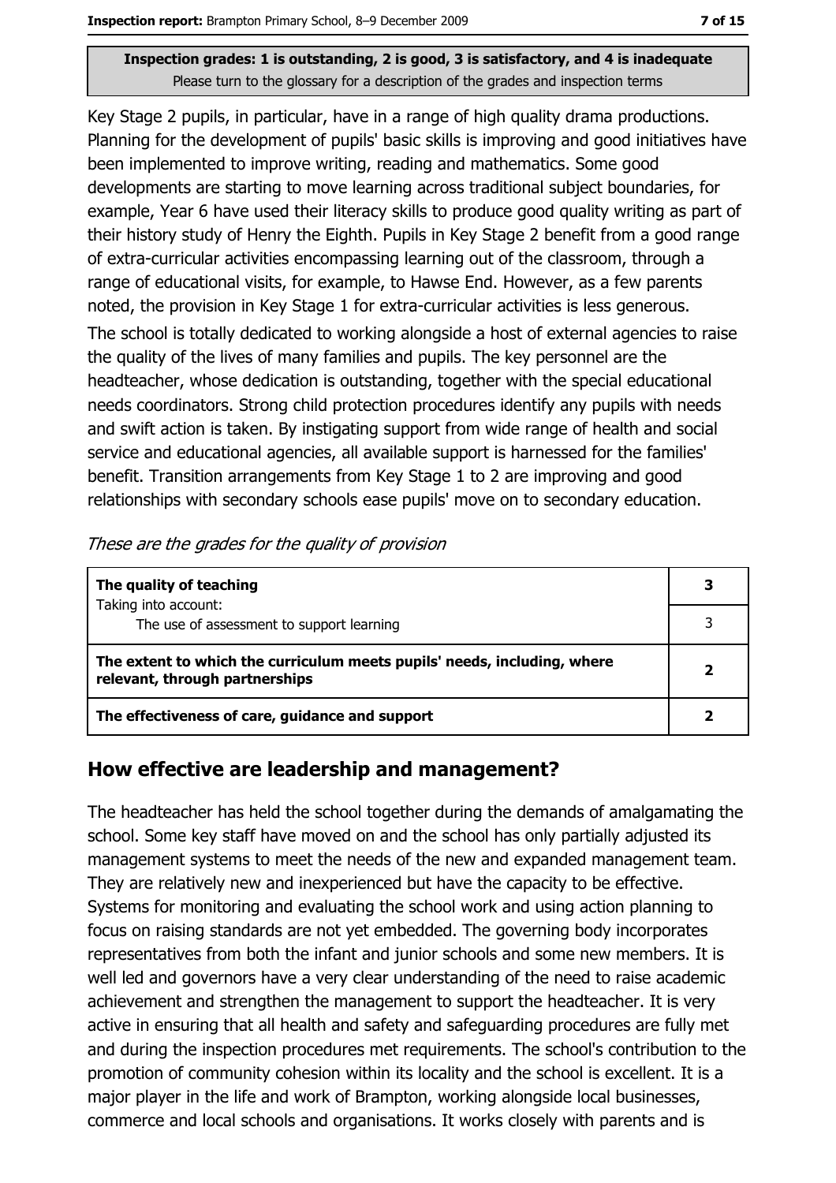**Inspection grades: 1 is outstanding, 2 is good, 3 is satisfactory, and 4 is inadequate**
Please turn to the glossary for a description of the grades and inspection terms

Key Stage 2 pupils, in particular, have in a range of high quality drama productions. Planning for the development of pupils' basic skills is improving and good initiatives have been implemented to improve writing, reading and mathematics. Some good developments are starting to move learning across traditional subject boundaries, for example, Year 6 have used their literacy skills to produce good quality writing as part of their history study of Henry the Eighth. Pupils in Key Stage 2 benefit from a good range of extra-curricular activities encompassing learning out of the classroom, through a range of educational visits, for example, to Hawse End. However, as a few parents noted, the provision in Key Stage 1 for extra-curricular activities is less generous.

The school is totally dedicated to working alongside a host of external agencies to raise the quality of the lives of many families and pupils. The key personnel are the headteacher, whose dedication is outstanding, together with the special educational needs coordinators. Strong child protection procedures identify any pupils with needs and swift action is taken. By instigating support from wide range of health and social service and educational agencies, all available support is harnessed for the families' benefit. Transition arrangements from Key Stage 1 to 2 are improving and good relationships with secondary schools ease pupils' move on to secondary education.

*These are the grades for the quality of provision*

| | |
|---|---|
| **The quality of teaching**<br>Taking into account: | **3** |
| The use of assessment to support learning | 3 |
| **The extent to which the curriculum meets pupils' needs, including, where relevant, through partnerships** | **2** |
| **The effectiveness of care, guidance and support** | **2** |

## How effective are leadership and management?

The headteacher has held the school together during the demands of amalgamating the school. Some key staff have moved on and the school has only partially adjusted its management systems to meet the needs of the new and expanded management team. They are relatively new and inexperienced but have the capacity to be effective. Systems for monitoring and evaluating the school work and using action planning to focus on raising standards are not yet embedded. The governing body incorporates representatives from both the infant and junior schools and some new members. It is well led and governors have a very clear understanding of the need to raise academic achievement and strengthen the management to support the headteacher. It is very active in ensuring that all health and safety and safeguarding procedures are fully met and during the inspection procedures met requirements. The school's contribution to the promotion of community cohesion within its locality and the school is excellent. It is a major player in the life and work of Brampton, working alongside local businesses, commerce and local schools and organisations. It works closely with parents and is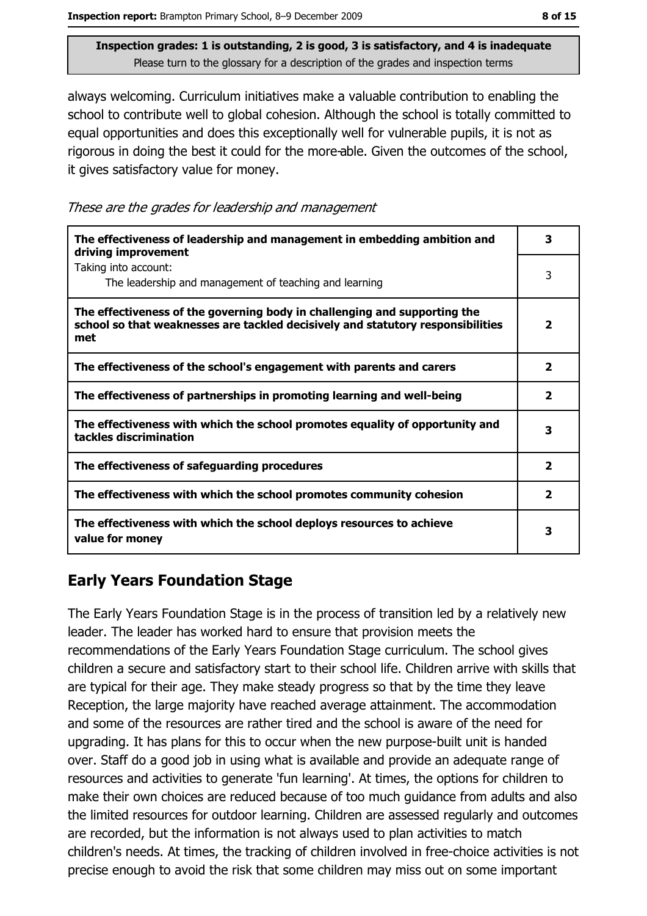Inspection grades: 1 is outstanding, 2 is good, 3 is satisfactory, and 4 is inadequate
Please turn to the glossary for a description of the grades and inspection terms

always welcoming. Curriculum initiatives make a valuable contribution to enabling the school to contribute well to global cohesion. Although the school is totally committed to equal opportunities and does this exceptionally well for vulnerable pupils, it is not as rigorous in doing the best it could for the more-able. Given the outcomes of the school, it gives satisfactory value for money.

*These are the grades for leadership and management*

| | |
|---|---|
| **The effectiveness of leadership and management in embedding ambition and driving improvement** | **3** |
| Taking into account: The leadership and management of teaching and learning | 3 |
| **The effectiveness of the governing body in challenging and supporting the school so that weaknesses are tackled decisively and statutory responsibilities met** | **2** |
| **The effectiveness of the school's engagement with parents and carers** | **2** |
| **The effectiveness of partnerships in promoting learning and well-being** | **2** |
| **The effectiveness with which the school promotes equality of opportunity and tackles discrimination** | **3** |
| **The effectiveness of safeguarding procedures** | **2** |
| **The effectiveness with which the school promotes community cohesion** | **2** |
| **The effectiveness with which the school deploys resources to achieve value for money** | **3** |

## Early Years Foundation Stage

The Early Years Foundation Stage is in the process of transition led by a relatively new leader. The leader has worked hard to ensure that provision meets the recommendations of the Early Years Foundation Stage curriculum. The school gives children a secure and satisfactory start to their school life. Children arrive with skills that are typical for their age. They make steady progress so that by the time they leave Reception, the large majority have reached average attainment. The accommodation and some of the resources are rather tired and the school is aware of the need for upgrading. It has plans for this to occur when the new purpose-built unit is handed over. Staff do a good job in using what is available and provide an adequate range of resources and activities to generate 'fun learning'. At times, the options for children to make their own choices are reduced because of too much guidance from adults and also the limited resources for outdoor learning. Children are assessed regularly and outcomes are recorded, but the information is not always used to plan activities to match children's needs. At times, the tracking of children involved in free-choice activities is not precise enough to avoid the risk that some children may miss out on some important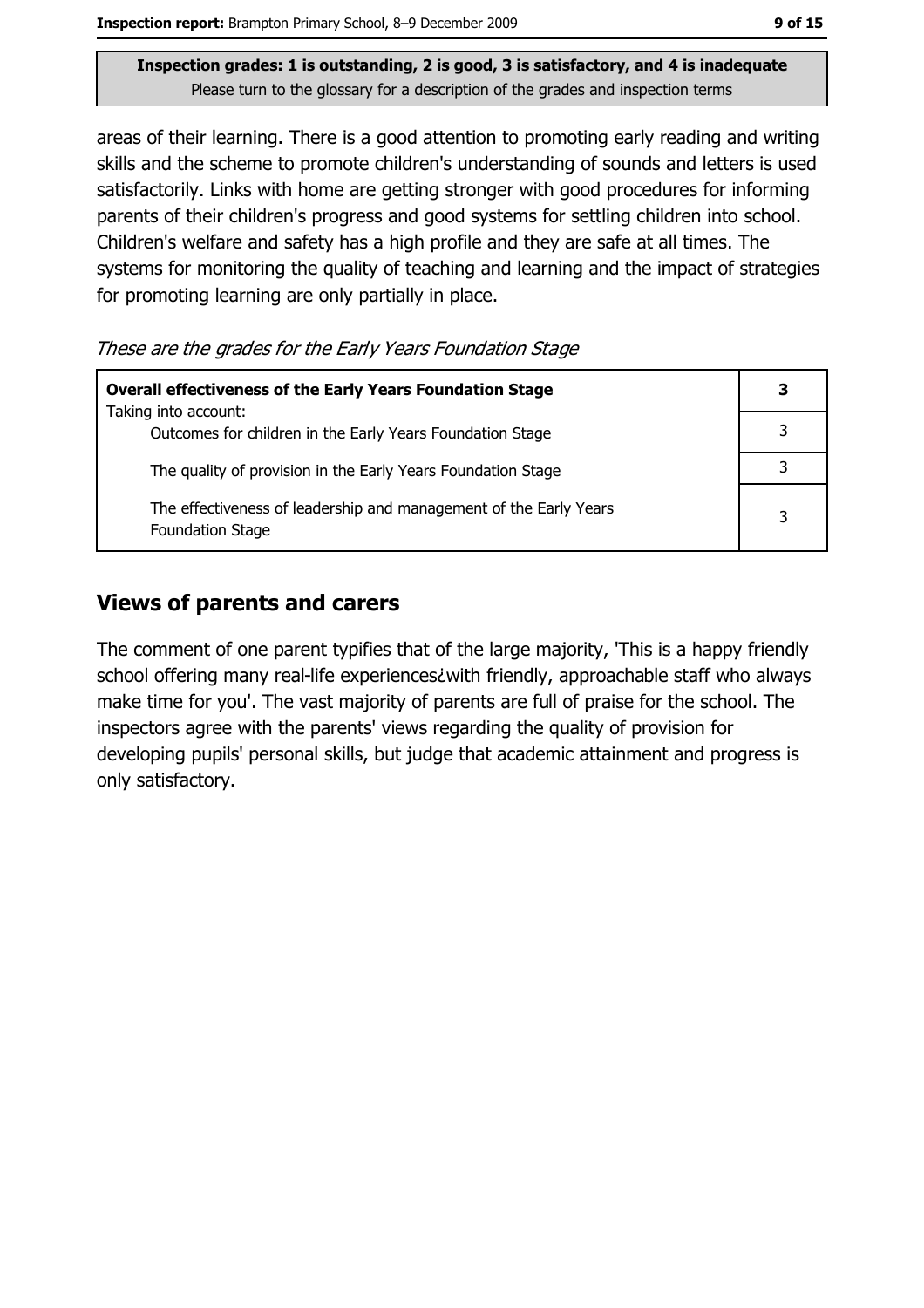**Inspection grades: 1 is outstanding, 2 is good, 3 is satisfactory, and 4 is inadequate**
Please turn to the glossary for a description of the grades and inspection terms

areas of their learning. There is a good attention to promoting early reading and writing skills and the scheme to promote children's understanding of sounds and letters is used satisfactorily. Links with home are getting stronger with good procedures for informing parents of their children's progress and good systems for settling children into school. Children's welfare and safety has a high profile and they are safe at all times. The systems for monitoring the quality of teaching and learning and the impact of strategies for promoting learning are only partially in place.

*These are the grades for the Early Years Foundation Stage*

| **Overall effectiveness of the Early Years Foundation Stage** Taking into account: | **3** |
|---|---|
| Outcomes for children in the Early Years Foundation Stage | 3 |
| The quality of provision in the Early Years Foundation Stage | 3 |
| The effectiveness of leadership and management of the Early Years Foundation Stage | 3 |

## Views of parents and carers

The comment of one parent typifies that of the large majority, 'This is a happy friendly school offering many real-life experiences¿with friendly, approachable staff who always make time for you'. The vast majority of parents are full of praise for the school. The inspectors agree with the parents' views regarding the quality of provision for developing pupils' personal skills, but judge that academic attainment and progress is only satisfactory.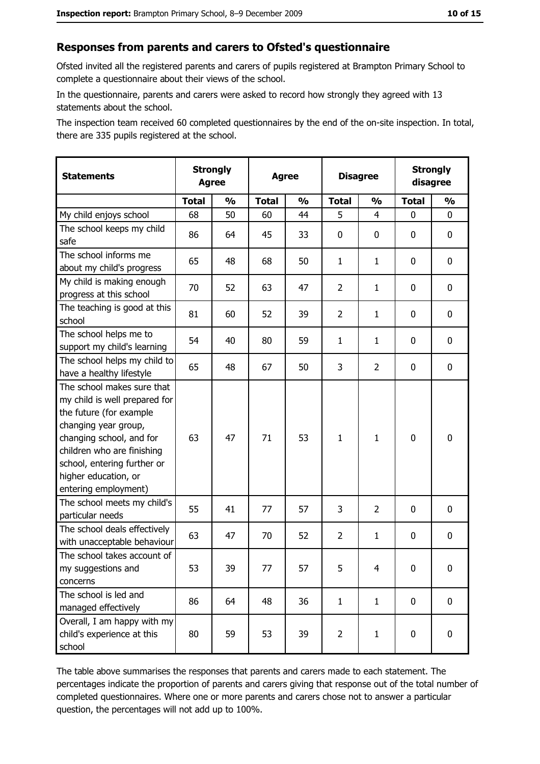## Responses from parents and carers to Ofsted's questionnaire

Ofsted invited all the registered parents and carers of pupils registered at Brampton Primary School to complete a questionnaire about their views of the school.

In the questionnaire, parents and carers were asked to record how strongly they agreed with 13 statements about the school.

The inspection team received 60 completed questionnaires by the end of the on-site inspection. In total, there are 335 pupils registered at the school.

| Statements | Strongly Agree | | Agree | | Disagree | | Strongly disagree | |
|---|---|---|---|---|---|---|---|---|
| | Total | % | Total | % | Total | % | Total | % |
| My child enjoys school | 68 | 50 | 60 | 44 | 5 | 4 | 0 | 0 |
| The school keeps my child safe | 86 | 64 | 45 | 33 | 0 | 0 | 0 | 0 |
| The school informs me about my child's progress | 65 | 48 | 68 | 50 | 1 | 1 | 0 | 0 |
| My child is making enough progress at this school | 70 | 52 | 63 | 47 | 2 | 1 | 0 | 0 |
| The teaching is good at this school | 81 | 60 | 52 | 39 | 2 | 1 | 0 | 0 |
| The school helps me to support my child's learning | 54 | 40 | 80 | 59 | 1 | 1 | 0 | 0 |
| The school helps my child to have a healthy lifestyle | 65 | 48 | 67 | 50 | 3 | 2 | 0 | 0 |
| The school makes sure that my child is well prepared for the future (for example changing year group, changing school, and for children who are finishing school, entering further or higher education, or entering employment) | 63 | 47 | 71 | 53 | 1 | 1 | 0 | 0 |
| The school meets my child's particular needs | 55 | 41 | 77 | 57 | 3 | 2 | 0 | 0 |
| The school deals effectively with unacceptable behaviour | 63 | 47 | 70 | 52 | 2 | 1 | 0 | 0 |
| The school takes account of my suggestions and concerns | 53 | 39 | 77 | 57 | 5 | 4 | 0 | 0 |
| The school is led and managed effectively | 86 | 64 | 48 | 36 | 1 | 1 | 0 | 0 |
| Overall, I am happy with my child's experience at this school | 80 | 59 | 53 | 39 | 2 | 1 | 0 | 0 |

The table above summarises the responses that parents and carers made to each statement. The percentages indicate the proportion of parents and carers giving that response out of the total number of completed questionnaires. Where one or more parents and carers chose not to answer a particular question, the percentages will not add up to 100%.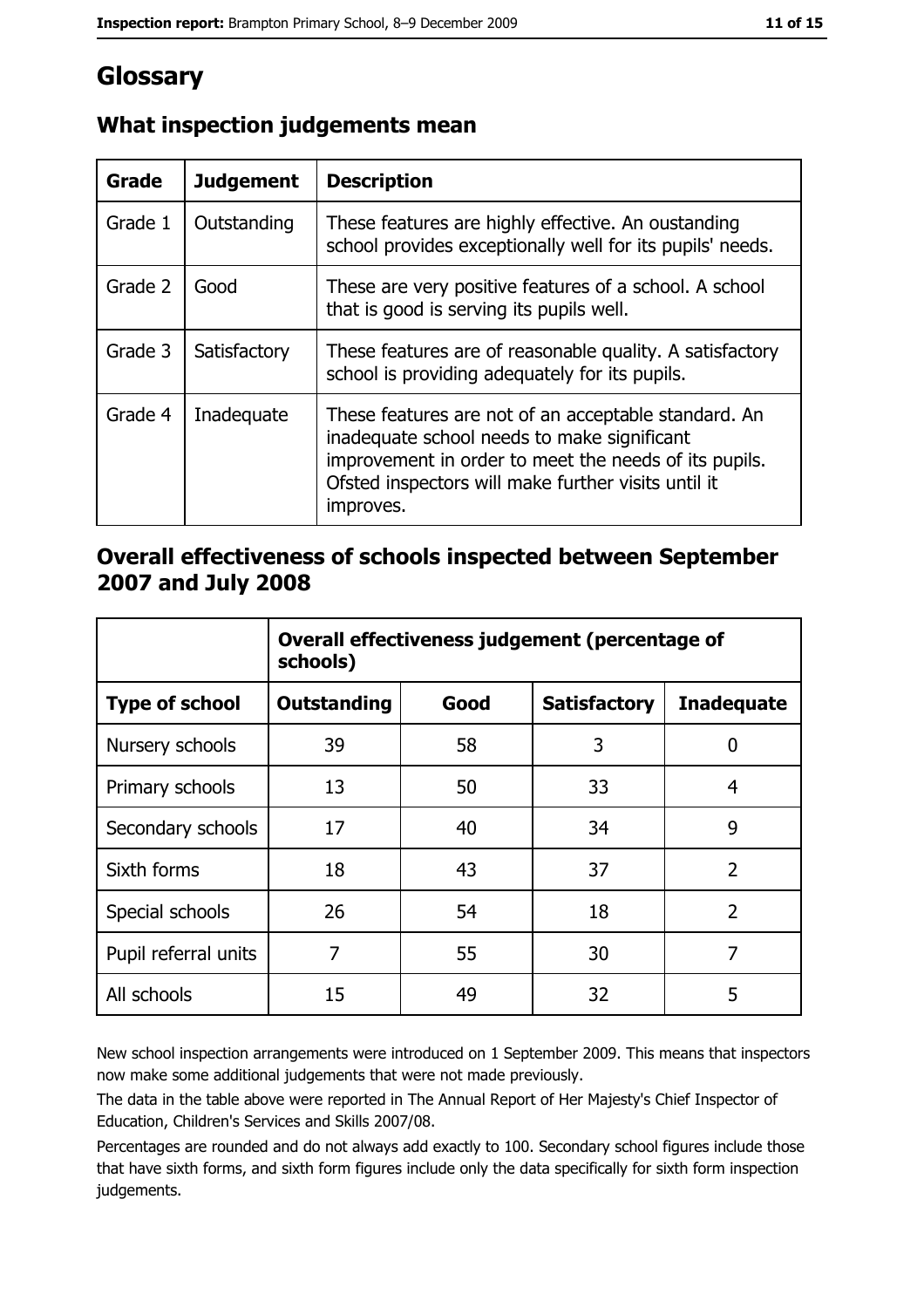# Glossary

## What inspection judgements mean

| Grade | Judgement | Description |
|---|---|---|
| Grade 1 | Outstanding | These features are highly effective. An oustanding school provides exceptionally well for its pupils' needs. |
| Grade 2 | Good | These are very positive features of a school. A school that is good is serving its pupils well. |
| Grade 3 | Satisfactory | These features are of reasonable quality. A satisfactory school is providing adequately for its pupils. |
| Grade 4 | Inadequate | These features are not of an acceptable standard. An inadequate school needs to make significant improvement in order to meet the needs of its pupils. Ofsted inspectors will make further visits until it improves. |

## Overall effectiveness of schools inspected between September 2007 and July 2008

| | Overall effectiveness judgement (percentage of schools) | | | |
|---|---|---|---|---|
| **Type of school** | **Outstanding** | **Good** | **Satisfactory** | **Inadequate** |
| Nursery schools | 39 | 58 | 3 | 0 |
| Primary schools | 13 | 50 | 33 | 4 |
| Secondary schools | 17 | 40 | 34 | 9 |
| Sixth forms | 18 | 43 | 37 | 2 |
| Special schools | 26 | 54 | 18 | 2 |
| Pupil referral units | 7 | 55 | 30 | 7 |
| All schools | 15 | 49 | 32 | 5 |

New school inspection arrangements were introduced on 1 September 2009. This means that inspectors now make some additional judgements that were not made previously.

The data in the table above were reported in The Annual Report of Her Majesty's Chief Inspector of Education, Children's Services and Skills 2007/08.

Percentages are rounded and do not always add exactly to 100. Secondary school figures include those that have sixth forms, and sixth form figures include only the data specifically for sixth form inspection judgements.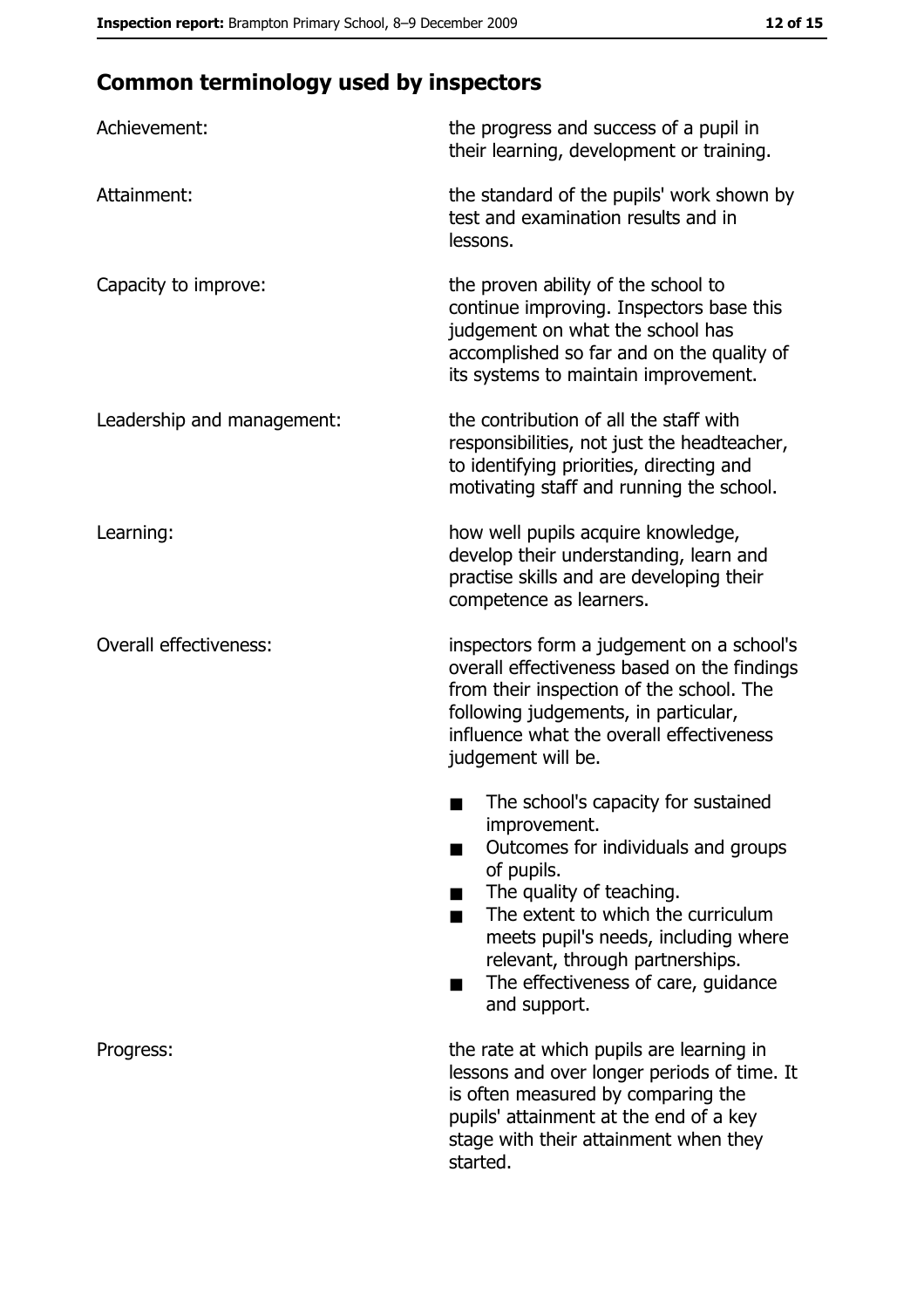## Common terminology used by inspectors

| | |
|---|---|
| Achievement: | the progress and success of a pupil in their learning, development or training. |
| Attainment: | the standard of the pupils' work shown by test and examination results and in lessons. |
| Capacity to improve: | the proven ability of the school to continue improving. Inspectors base this judgement on what the school has accomplished so far and on the quality of its systems to maintain improvement. |
| Leadership and management: | the contribution of all the staff with responsibilities, not just the headteacher, to identifying priorities, directing and motivating staff and running the school. |
| Learning: | how well pupils acquire knowledge, develop their understanding, learn and practise skills and are developing their competence as learners. |
| Overall effectiveness: | inspectors form a judgement on a school's overall effectiveness based on the findings from their inspection of the school. The following judgements, in particular, influence what the overall effectiveness judgement will be. <br>■ The school's capacity for sustained improvement.<br>■ Outcomes for individuals and groups of pupils.<br>■ The quality of teaching.<br>■ The extent to which the curriculum meets pupil's needs, including where relevant, through partnerships.<br>■ The effectiveness of care, guidance and support. |
| Progress: | the rate at which pupils are learning in lessons and over longer periods of time. It is often measured by comparing the pupils' attainment at the end of a key stage with their attainment when they started. |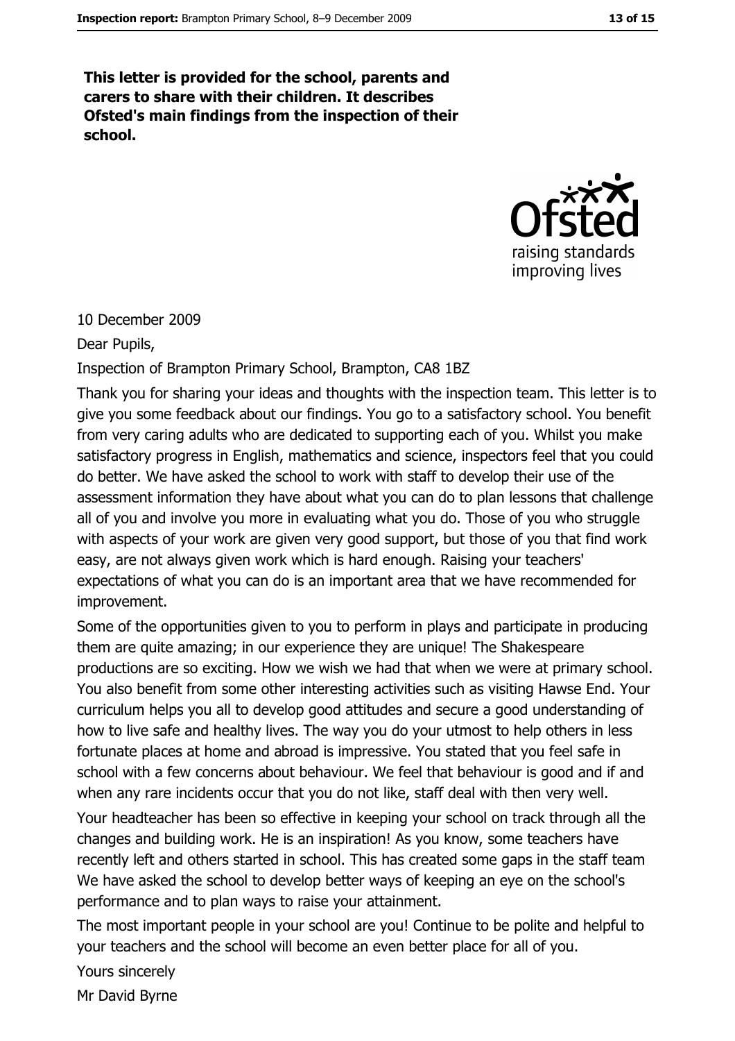**This letter is provided for the school, parents and carers to share with their children. It describes Ofsted's main findings from the inspection of their school.**

10 December 2009

Dear Pupils,

Inspection of Brampton Primary School, Brampton, CA8 1BZ

Thank you for sharing your ideas and thoughts with the inspection team. This letter is to give you some feedback about our findings. You go to a satisfactory school. You benefit from very caring adults who are dedicated to supporting each of you. Whilst you make satisfactory progress in English, mathematics and science, inspectors feel that you could do better. We have asked the school to work with staff to develop their use of the assessment information they have about what you can do to plan lessons that challenge all of you and involve you more in evaluating what you do. Those of you who struggle with aspects of your work are given very good support, but those of you that find work easy, are not always given work which is hard enough. Raising your teachers' expectations of what you can do is an important area that we have recommended for improvement.

Some of the opportunities given to you to perform in plays and participate in producing them are quite amazing; in our experience they are unique! The Shakespeare productions are so exciting. How we wish we had that when we were at primary school. You also benefit from some other interesting activities such as visiting Hawse End. Your curriculum helps you all to develop good attitudes and secure a good understanding of how to live safe and healthy lives. The way you do your utmost to help others in less fortunate places at home and abroad is impressive. You stated that you feel safe in school with a few concerns about behaviour. We feel that behaviour is good and if and when any rare incidents occur that you do not like, staff deal with then very well.

Your headteacher has been so effective in keeping your school on track through all the changes and building work. He is an inspiration! As you know, some teachers have recently left and others started in school. This has created some gaps in the staff team We have asked the school to develop better ways of keeping an eye on the school's performance and to plan ways to raise your attainment.

The most important people in your school are you! Continue to be polite and helpful to your teachers and the school will become an even better place for all of you.

Yours sincerely

Mr David Byrne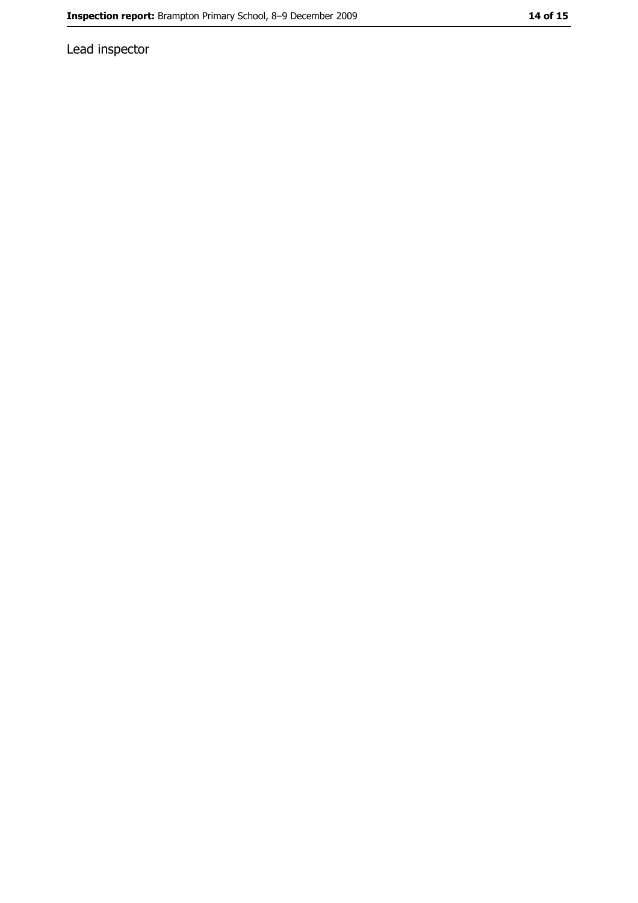Lead inspector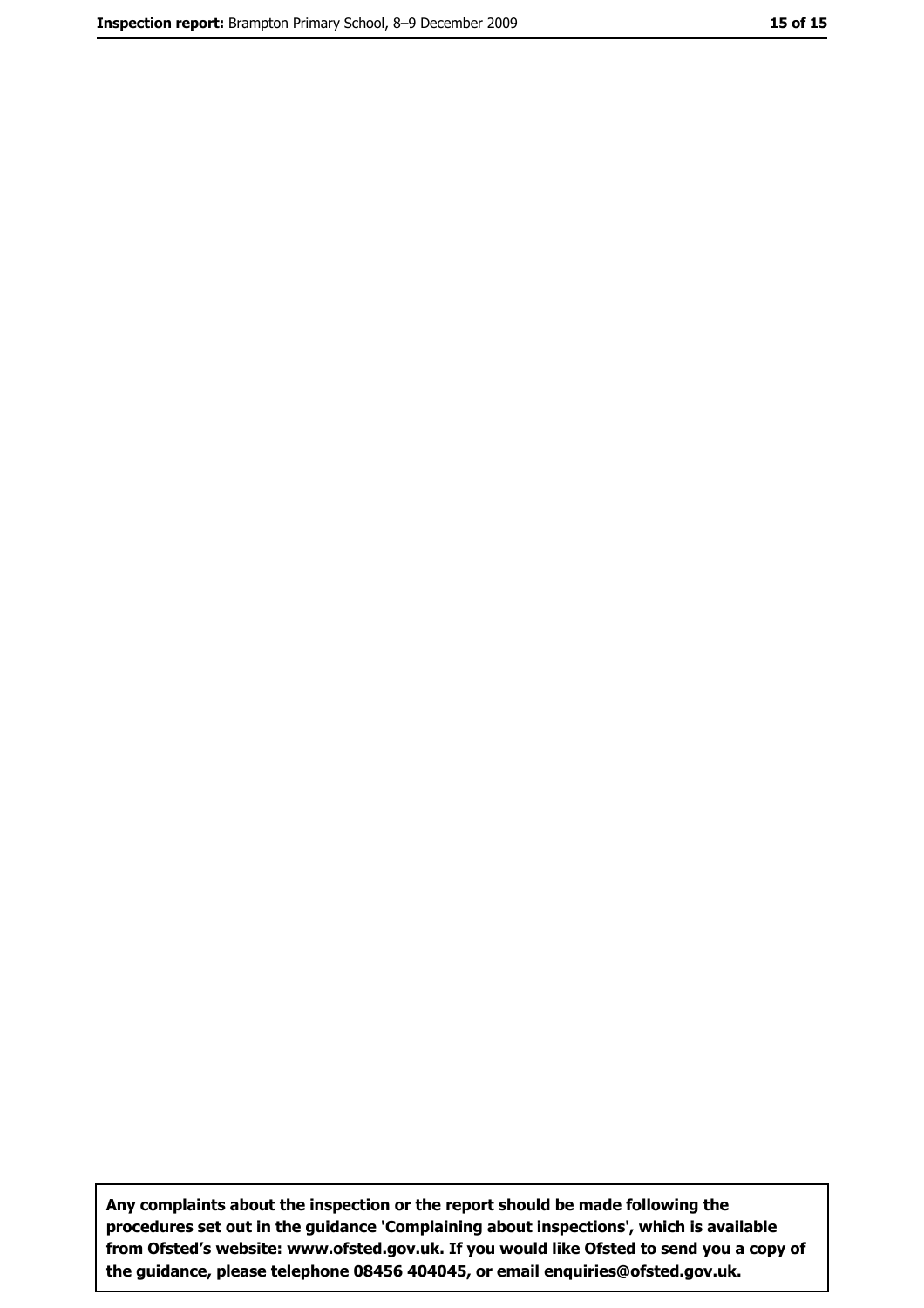**Any complaints about the inspection or the report should be made following the procedures set out in the guidance 'Complaining about inspections', which is available from Ofsted's website: www.ofsted.gov.uk. If you would like Ofsted to send you a copy of the guidance, please telephone 08456 404045, or email enquiries@ofsted.gov.uk.**